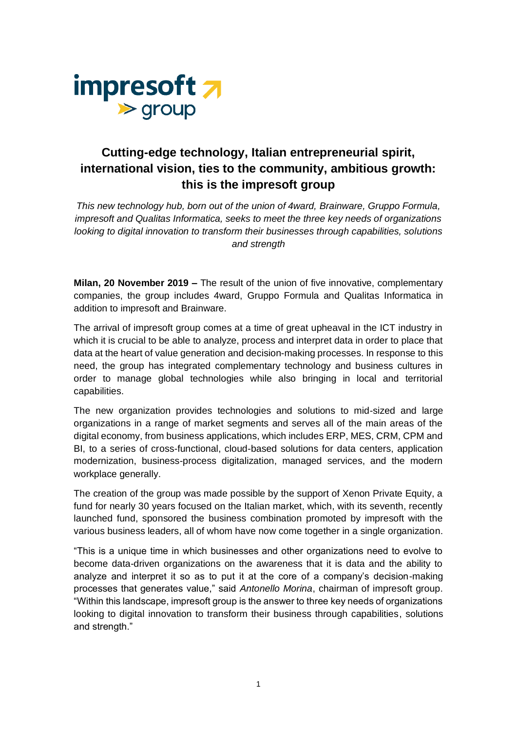impresoft group

# Cutting-edge technology, Italian entrepreneurial spirit, international vision, ties to the community, ambitious growth: this is the impresoft group

*This new technology hub, born out of the union of 4ward, Brainware, Gruppo Formula, impresoft and Qualitas Informatica, seeks to meet the three key needs of organizations looking to digital innovation to transform their businesses through capabilities, solutions and strength*

**Milan, 20 November 2019 –** The result of the union of five innovative, complementary companies, the group includes 4ward, Gruppo Formula and Qualitas Informatica in addition to impresoft and Brainware.

The arrival of impresoft group comes at a time of great upheaval in the ICT industry in which it is crucial to be able to analyze, process and interpret data in order to place that data at the heart of value generation and decision-making processes. In response to this need, the group has integrated complementary technology and business cultures in order to manage global technologies while also bringing in local and territorial capabilities.

The new organization provides technologies and solutions to mid-sized and large organizations in a range of market segments and serves all of the main areas of the digital economy, from business applications, which includes ERP, MES, CRM, CPM and BI, to a series of cross-functional, cloud-based solutions for data centers, application modernization, business-process digitalization, managed services, and the modern workplace generally.

The creation of the group was made possible by the support of Xenon Private Equity, a fund for nearly 30 years focused on the Italian market, which, with its seventh, recently launched fund, sponsored the business combination promoted by impresoft with the various business leaders, all of whom have now come together in a single organization.

"This is a unique time in which businesses and other organizations need to evolve to become data-driven organizations on the awareness that it is data and the ability to analyze and interpret it so as to put it at the core of a company's decision-making processes that generates value," said *Antonello Morina*, chairman of impresoft group. "Within this landscape, impresoft group is the answer to three key needs of organizations looking to digital innovation to transform their business through capabilities, solutions and strength."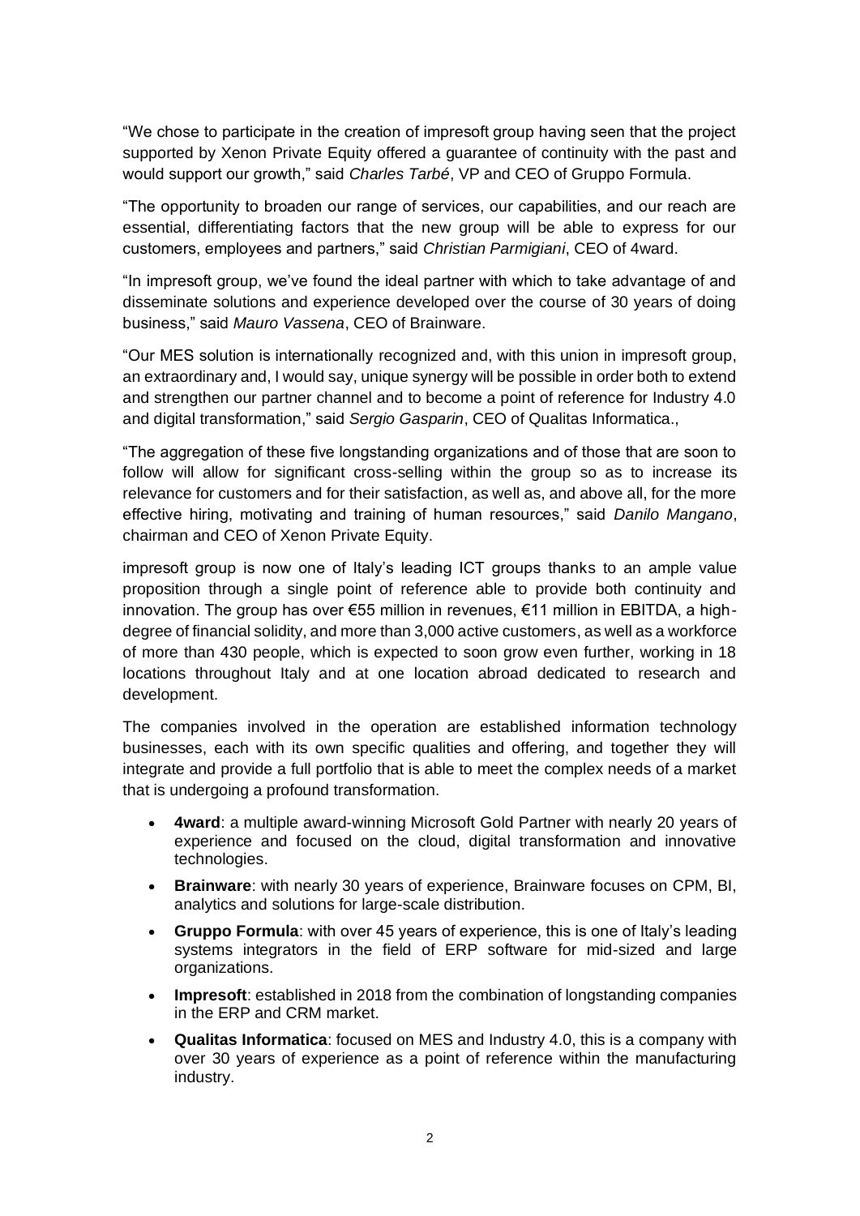"We chose to participate in the creation of impresoft group having seen that the project supported by Xenon Private Equity offered a guarantee of continuity with the past and would support our growth," said *Charles Tarbé*, VP and CEO of Gruppo Formula.

"The opportunity to broaden our range of services, our capabilities, and our reach are essential, differentiating factors that the new group will be able to express for our customers, employees and partners," said *Christian Parmigiani*, CEO of 4ward.

"In impresoft group, we've found the ideal partner with which to take advantage of and disseminate solutions and experience developed over the course of 30 years of doing business," said *Mauro Vassena*, CEO of Brainware.

"Our MES solution is internationally recognized and, with this union in impresoft group, an extraordinary and, I would say, unique synergy will be possible in order both to extend and strengthen our partner channel and to become a point of reference for Industry 4.0 and digital transformation," said *Sergio Gasparin*, CEO of Qualitas Informatica.,

"The aggregation of these five longstanding organizations and of those that are soon to follow will allow for significant cross-selling within the group so as to increase its relevance for customers and for their satisfaction, as well as, and above all, for the more effective hiring, motivating and training of human resources," said *Danilo Mangano*, chairman and CEO of Xenon Private Equity.

impresoft group is now one of Italy's leading ICT groups thanks to an ample value proposition through a single point of reference able to provide both continuity and innovation. The group has over €55 million in revenues, €11 million in EBITDA, a high-degree of financial solidity, and more than 3,000 active customers, as well as a workforce of more than 430 people, which is expected to soon grow even further, working in 18 locations throughout Italy and at one location abroad dedicated to research and development.

The companies involved in the operation are established information technology businesses, each with its own specific qualities and offering, and together they will integrate and provide a full portfolio that is able to meet the complex needs of a market that is undergoing a profound transformation.

- **4ward**: a multiple award-winning Microsoft Gold Partner with nearly 20 years of experience and focused on the cloud, digital transformation and innovative technologies.
- **Brainware**: with nearly 30 years of experience, Brainware focuses on CPM, BI, analytics and solutions for large-scale distribution.
- **Gruppo Formula**: with over 45 years of experience, this is one of Italy's leading systems integrators in the field of ERP software for mid-sized and large organizations.
- **Impresoft**: established in 2018 from the combination of longstanding companies in the ERP and CRM market.
- **Qualitas Informatica**: focused on MES and Industry 4.0, this is a company with over 30 years of experience as a point of reference within the manufacturing industry.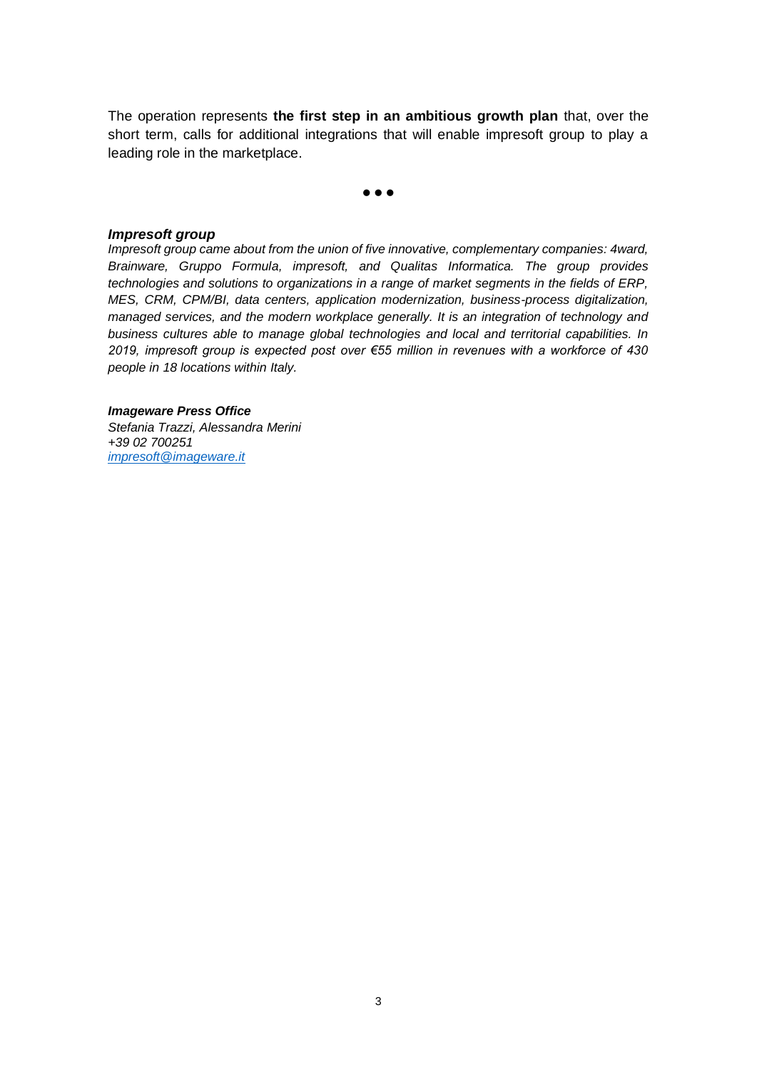The operation represents **the first step in an ambitious growth plan** that, over the short term, calls for additional integrations that will enable impresoft group to play a leading role in the marketplace.

● ● ●

***Impresoft group***

*Impresoft group came about from the union of five innovative, complementary companies: 4ward, Brainware, Gruppo Formula, impresoft, and Qualitas Informatica. The group provides technologies and solutions to organizations in a range of market segments in the fields of ERP, MES, CRM, CPM/BI, data centers, application modernization, business-process digitalization, managed services, and the modern workplace generally. It is an integration of technology and business cultures able to manage global technologies and local and territorial capabilities. In 2019, impresoft group is expected post over €55 million in revenues with a workforce of 430 people in 18 locations within Italy.*

***Imageware Press Office***

*Stefania Trazzi, Alessandra Merini*
*+39 02 700251*
*impresoft@imageware.it*